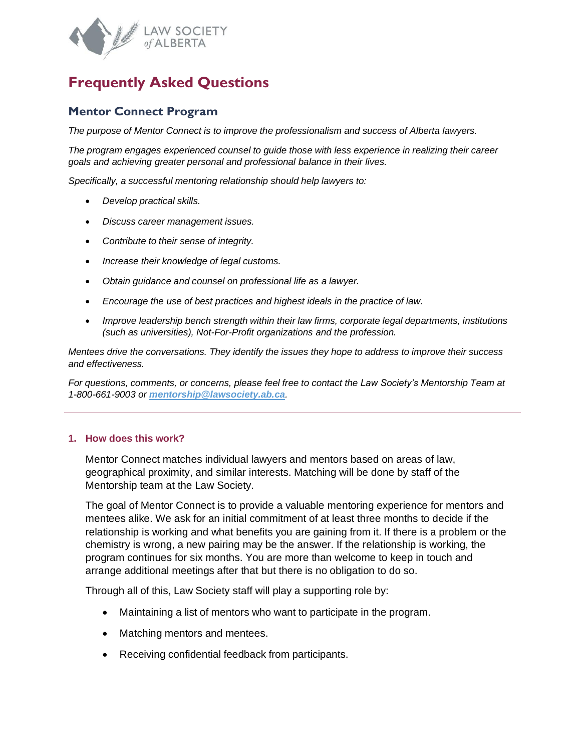LAW SOCIETY of ALBERTA

# Frequently Asked Questions

## Mentor Connect Program

*The purpose of Mentor Connect is to improve the professionalism and success of Alberta lawyers.*

*The program engages experienced counsel to guide those with less experience in realizing their career goals and achieving greater personal and professional balance in their lives.*

*Specifically, a successful mentoring relationship should help lawyers to:*

- *Develop practical skills.*
- *Discuss career management issues.*
- *Contribute to their sense of integrity.*
- *Increase their knowledge of legal customs.*
- *Obtain guidance and counsel on professional life as a lawyer.*
- *Encourage the use of best practices and highest ideals in the practice of law.*
- *Improve leadership bench strength within their law firms, corporate legal departments, institutions (such as universities), Not-For-Profit organizations and the profession.*

*Mentees drive the conversations. They identify the issues they hope to address to improve their success and effectiveness.*

*For questions, comments, or concerns, please feel free to contact the Law Society's Mentorship Team at 1-800-661-9003 or **mentorship@lawsociety.ab.ca**.*

---

### 1. How does this work?

Mentor Connect matches individual lawyers and mentors based on areas of law, geographical proximity, and similar interests. Matching will be done by staff of the Mentorship team at the Law Society.

The goal of Mentor Connect is to provide a valuable mentoring experience for mentors and mentees alike. We ask for an initial commitment of at least three months to decide if the relationship is working and what benefits you are gaining from it. If there is a problem or the chemistry is wrong, a new pairing may be the answer. If the relationship is working, the program continues for six months. You are more than welcome to keep in touch and arrange additional meetings after that but there is no obligation to do so.

Through all of this, Law Society staff will play a supporting role by:

- Maintaining a list of mentors who want to participate in the program.
- Matching mentors and mentees.
- Receiving confidential feedback from participants.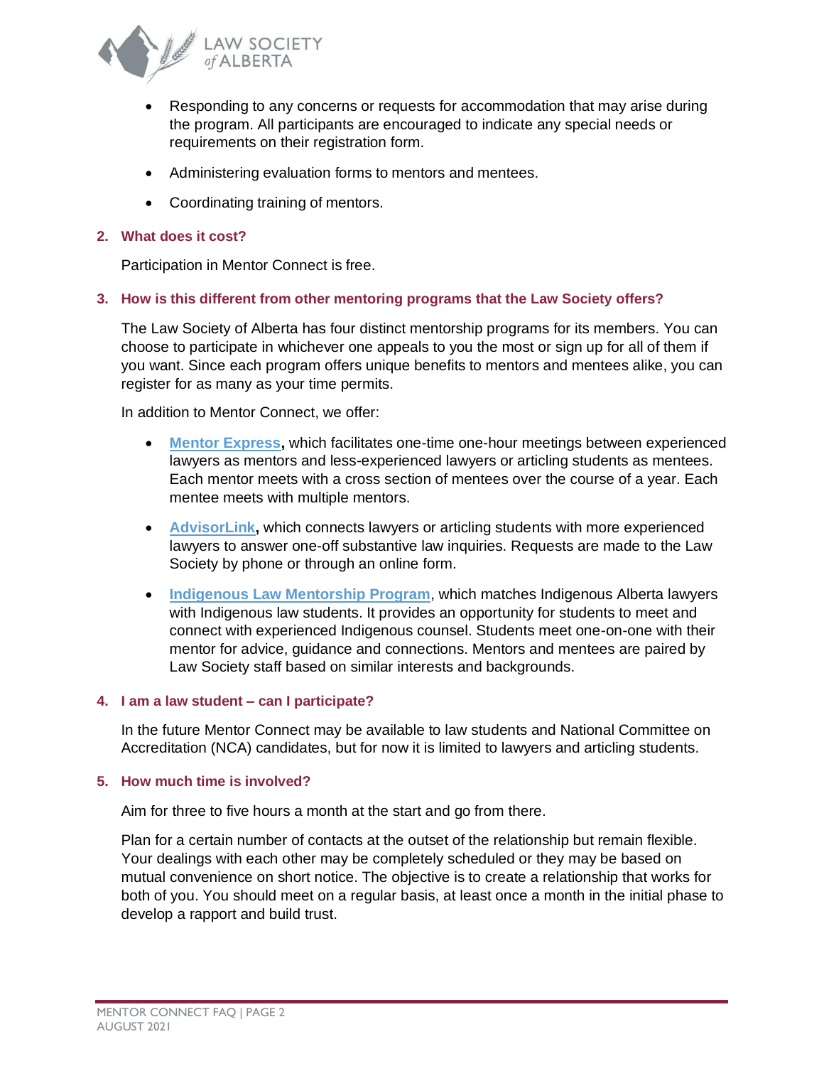- Responding to any concerns or requests for accommodation that may arise during the program. All participants are encouraged to indicate any special needs or requirements on their registration form.
- Administering evaluation forms to mentors and mentees.
- Coordinating training of mentors.

**2. What does it cost?**

Participation in Mentor Connect is free.

**3. How is this different from other mentoring programs that the Law Society offers?**

The Law Society of Alberta has four distinct mentorship programs for its members. You can choose to participate in whichever one appeals to you the most or sign up for all of them if you want. Since each program offers unique benefits to mentors and mentees alike, you can register for as many as your time permits.

In addition to Mentor Connect, we offer:

- **Mentor Express**, which facilitates one-time one-hour meetings between experienced lawyers as mentors and less-experienced lawyers or articling students as mentees. Each mentor meets with a cross section of mentees over the course of a year. Each mentee meets with multiple mentors.
- **AdvisorLink**, which connects lawyers or articling students with more experienced lawyers to answer one-off substantive law inquiries. Requests are made to the Law Society by phone or through an online form.
- **Indigenous Law Mentorship Program**, which matches Indigenous Alberta lawyers with Indigenous law students. It provides an opportunity for students to meet and connect with experienced Indigenous counsel. Students meet one-on-one with their mentor for advice, guidance and connections. Mentors and mentees are paired by Law Society staff based on similar interests and backgrounds.

**4. I am a law student – can I participate?**

In the future Mentor Connect may be available to law students and National Committee on Accreditation (NCA) candidates, but for now it is limited to lawyers and articling students.

**5. How much time is involved?**

Aim for three to five hours a month at the start and go from there.

Plan for a certain number of contacts at the outset of the relationship but remain flexible. Your dealings with each other may be completely scheduled or they may be based on mutual convenience on short notice. The objective is to create a relationship that works for both of you. You should meet on a regular basis, at least once a month in the initial phase to develop a rapport and build trust.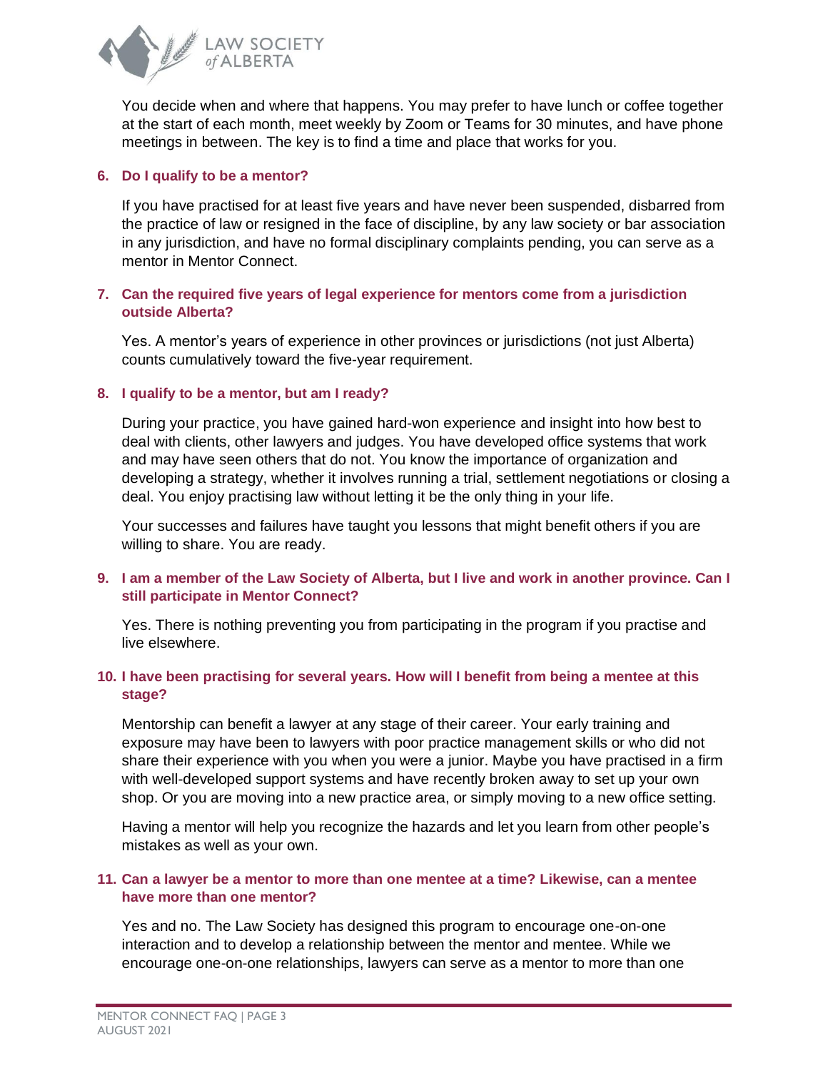You decide when and where that happens. You may prefer to have lunch or coffee together at the start of each month, meet weekly by Zoom or Teams for 30 minutes, and have phone meetings in between. The key is to find a time and place that works for you.

### 6. Do I qualify to be a mentor?

If you have practised for at least five years and have never been suspended, disbarred from the practice of law or resigned in the face of discipline, by any law society or bar association in any jurisdiction, and have no formal disciplinary complaints pending, you can serve as a mentor in Mentor Connect.

### 7. Can the required five years of legal experience for mentors come from a jurisdiction outside Alberta?

Yes. A mentor's years of experience in other provinces or jurisdictions (not just Alberta) counts cumulatively toward the five-year requirement.

### 8. I qualify to be a mentor, but am I ready?

During your practice, you have gained hard-won experience and insight into how best to deal with clients, other lawyers and judges. You have developed office systems that work and may have seen others that do not. You know the importance of organization and developing a strategy, whether it involves running a trial, settlement negotiations or closing a deal. You enjoy practising law without letting it be the only thing in your life.

Your successes and failures have taught you lessons that might benefit others if you are willing to share. You are ready.

### 9. I am a member of the Law Society of Alberta, but I live and work in another province. Can I still participate in Mentor Connect?

Yes. There is nothing preventing you from participating in the program if you practise and live elsewhere.

### 10. I have been practising for several years. How will I benefit from being a mentee at this stage?

Mentorship can benefit a lawyer at any stage of their career. Your early training and exposure may have been to lawyers with poor practice management skills or who did not share their experience with you when you were a junior. Maybe you have practised in a firm with well-developed support systems and have recently broken away to set up your own shop. Or you are moving into a new practice area, or simply moving to a new office setting.

Having a mentor will help you recognize the hazards and let you learn from other people's mistakes as well as your own.

### 11. Can a lawyer be a mentor to more than one mentee at a time? Likewise, can a mentee have more than one mentor?

Yes and no. The Law Society has designed this program to encourage one-on-one interaction and to develop a relationship between the mentor and mentee. While we encourage one-on-one relationships, lawyers can serve as a mentor to more than one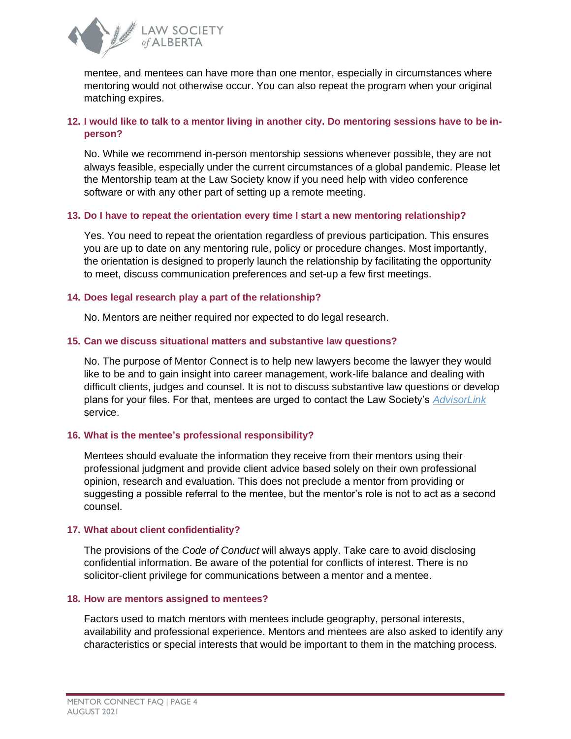mentee, and mentees can have more than one mentor, especially in circumstances where mentoring would not otherwise occur. You can also repeat the program when your original matching expires.

### 12. I would like to talk to a mentor living in another city. Do mentoring sessions have to be in-person?

No. While we recommend in-person mentorship sessions whenever possible, they are not always feasible, especially under the current circumstances of a global pandemic. Please let the Mentorship team at the Law Society know if you need help with video conference software or with any other part of setting up a remote meeting.

### 13. Do I have to repeat the orientation every time I start a new mentoring relationship?

Yes. You need to repeat the orientation regardless of previous participation. This ensures you are up to date on any mentoring rule, policy or procedure changes. Most importantly, the orientation is designed to properly launch the relationship by facilitating the opportunity to meet, discuss communication preferences and set-up a few first meetings.

### 14. Does legal research play a part of the relationship?

No. Mentors are neither required nor expected to do legal research.

### 15. Can we discuss situational matters and substantive law questions?

No. The purpose of Mentor Connect is to help new lawyers become the lawyer they would like to be and to gain insight into career management, work-life balance and dealing with difficult clients, judges and counsel. It is not to discuss substantive law questions or develop plans for your files. For that, mentees are urged to contact the Law Society's *AdvisorLink* service.

### 16. What is the mentee's professional responsibility?

Mentees should evaluate the information they receive from their mentors using their professional judgment and provide client advice based solely on their own professional opinion, research and evaluation. This does not preclude a mentor from providing or suggesting a possible referral to the mentee, but the mentor's role is not to act as a second counsel.

### 17. What about client confidentiality?

The provisions of the *Code of Conduct* will always apply. Take care to avoid disclosing confidential information. Be aware of the potential for conflicts of interest. There is no solicitor-client privilege for communications between a mentor and a mentee.

### 18. How are mentors assigned to mentees?

Factors used to match mentors with mentees include geography, personal interests, availability and professional experience. Mentors and mentees are also asked to identify any characteristics or special interests that would be important to them in the matching process.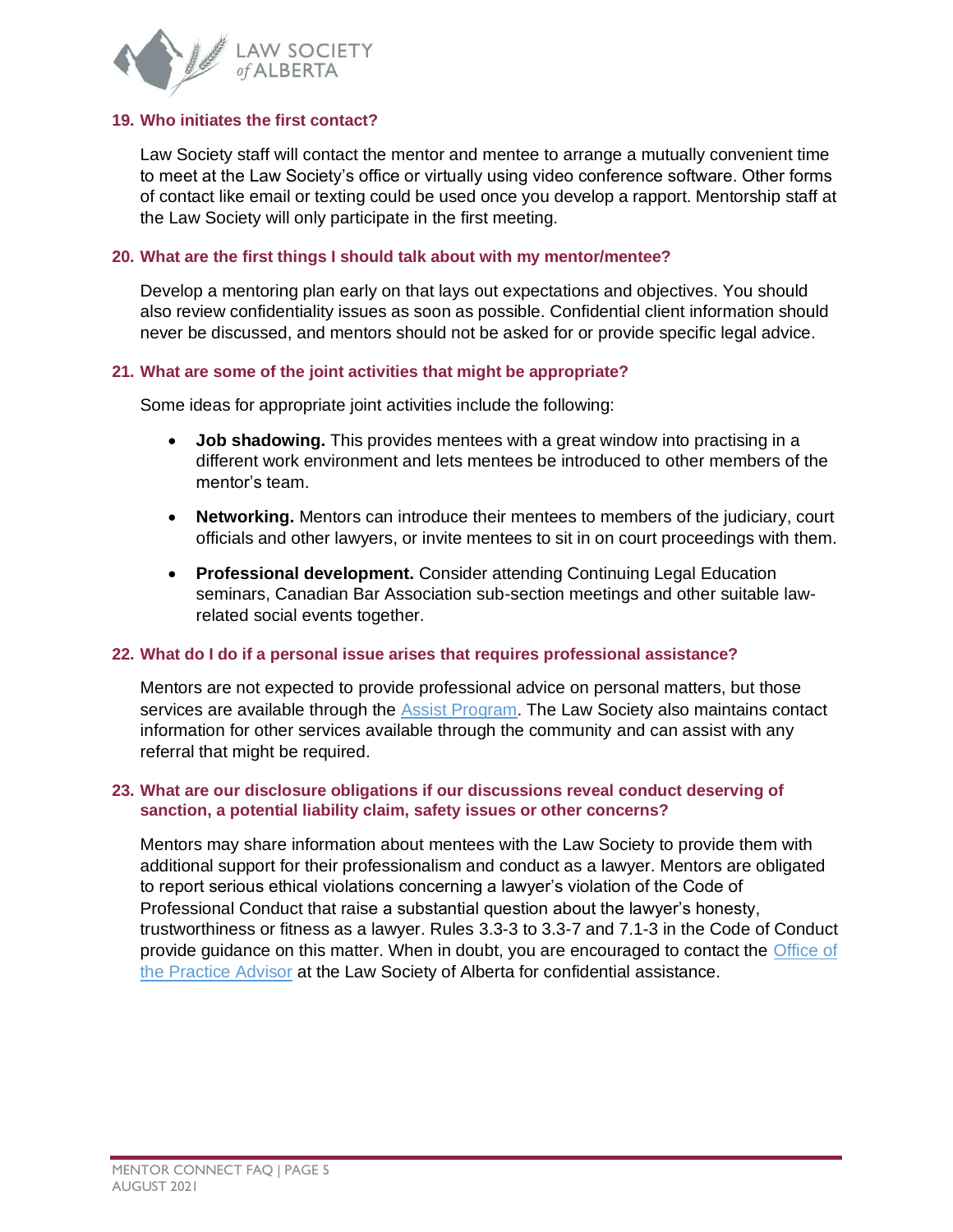### 19. Who initiates the first contact?

Law Society staff will contact the mentor and mentee to arrange a mutually convenient time to meet at the Law Society's office or virtually using video conference software. Other forms of contact like email or texting could be used once you develop a rapport. Mentorship staff at the Law Society will only participate in the first meeting.

### 20. What are the first things I should talk about with my mentor/mentee?

Develop a mentoring plan early on that lays out expectations and objectives. You should also review confidentiality issues as soon as possible. Confidential client information should never be discussed, and mentors should not be asked for or provide specific legal advice.

### 21. What are some of the joint activities that might be appropriate?

Some ideas for appropriate joint activities include the following:

- **Job shadowing.** This provides mentees with a great window into practising in a different work environment and lets mentees be introduced to other members of the mentor's team.
- **Networking.** Mentors can introduce their mentees to members of the judiciary, court officials and other lawyers, or invite mentees to sit in on court proceedings with them.
- **Professional development.** Consider attending Continuing Legal Education seminars, Canadian Bar Association sub-section meetings and other suitable law-related social events together.

### 22. What do I do if a personal issue arises that requires professional assistance?

Mentors are not expected to provide professional advice on personal matters, but those services are available through the Assist Program. The Law Society also maintains contact information for other services available through the community and can assist with any referral that might be required.

### 23. What are our disclosure obligations if our discussions reveal conduct deserving of sanction, a potential liability claim, safety issues or other concerns?

Mentors may share information about mentees with the Law Society to provide them with additional support for their professionalism and conduct as a lawyer. Mentors are obligated to report serious ethical violations concerning a lawyer's violation of the Code of Professional Conduct that raise a substantial question about the lawyer's honesty, trustworthiness or fitness as a lawyer. Rules 3.3-3 to 3.3-7 and 7.1-3 in the Code of Conduct provide guidance on this matter. When in doubt, you are encouraged to contact the Office of the Practice Advisor at the Law Society of Alberta for confidential assistance.